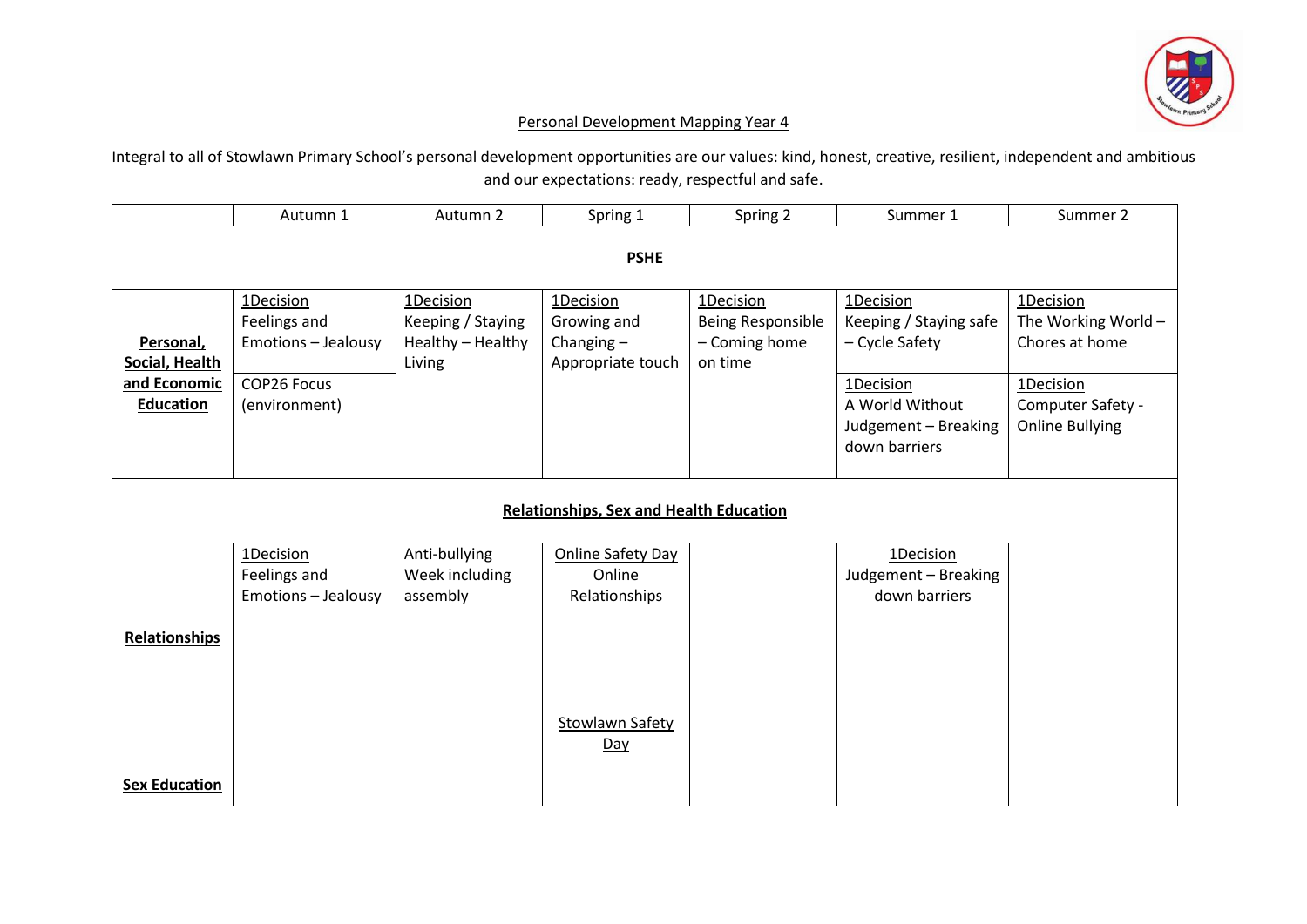# Personal Development Mapping Year 4

Integral to all of Stowlawn Primary School's personal development opportunities are our values: kind, honest, creative, resilient, independent and ambitious and our expectations: ready, respectful and safe.

| | Autumn 1 | Autumn 2 | Spring 1 | Spring 2 | Summer 1 | Summer 2 |
|---|---|---|---|---|---|---|
| **PSHE** | | | | | | |
| **Personal, Social, Health and Economic Education** | 1Decision<br>Feelings and Emotions – Jealousy<br><br>COP26 Focus (environment) | 1Decision<br>Keeping / Staying Healthy – Healthy Living | 1Decision<br>Growing and Changing – Appropriate touch | 1Decision<br>Being Responsible – Coming home on time | 1Decision<br>Keeping / Staying safe – Cycle Safety<br><br>1Decision<br>A World Without Judgement – Breaking down barriers | 1Decision<br>The Working World – Chores at home<br><br>1Decision<br>Computer Safety - Online Bullying |
| **Relationships, Sex and Health Education** | | | | | | |
| **Relationships** | 1Decision<br>Feelings and Emotions – Jealousy | Anti-bullying Week including assembly | Online Safety Day<br>Online Relationships | | 1Decision<br>Judgement – Breaking down barriers | |
| **Sex Education** | | | Stowlawn Safety Day | | | |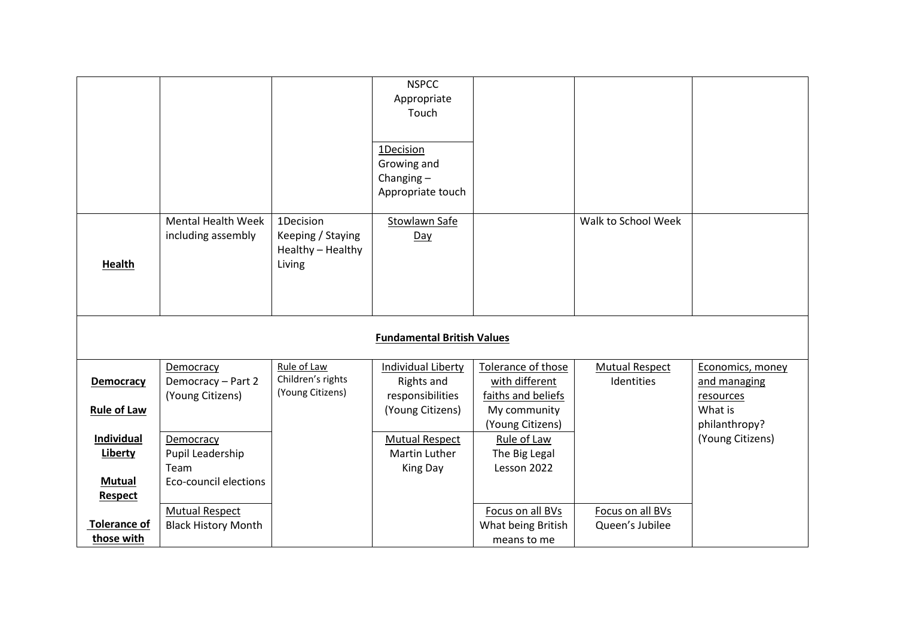| | | | | | | |
|---|---|---|---|---|---|---|
| | | | NSPCC Appropriate Touch<br><br>1Decision Growing and Changing – Appropriate touch | | | |
| **Health** | Mental Health Week including assembly | 1Decision Keeping / Staying Healthy – Healthy Living | Stowlawn Safe Day | | Walk to School Week | |
| | | | **Fundamental British Values** | | | |
| **Democracy**<br><br>**Rule of Law**<br><br>**Individual Liberty**<br><br>**Mutual Respect**<br><br>**Tolerance of those with** | Democracy<br>Democracy – Part 2 (Young Citizens)<br><br>Democracy<br>Pupil Leadership Team<br>Eco-council elections<br><br>Mutual Respect<br>Black History Month | Rule of Law<br>Children's rights (Young Citizens) | Individual Liberty<br>Rights and responsibilities (Young Citizens)<br><br>Mutual Respect<br>Martin Luther King Day | Tolerance of those with different faiths and beliefs<br>My community (Young Citizens)<br><br>Rule of Law<br>The Big Legal Lesson 2022<br><br>Focus on all BVs<br>What being British means to me | Mutual Respect<br>Identities<br><br>Focus on all BVs<br>Queen's Jubilee | Economics, money and managing resources<br>What is philanthropy? (Young Citizens) |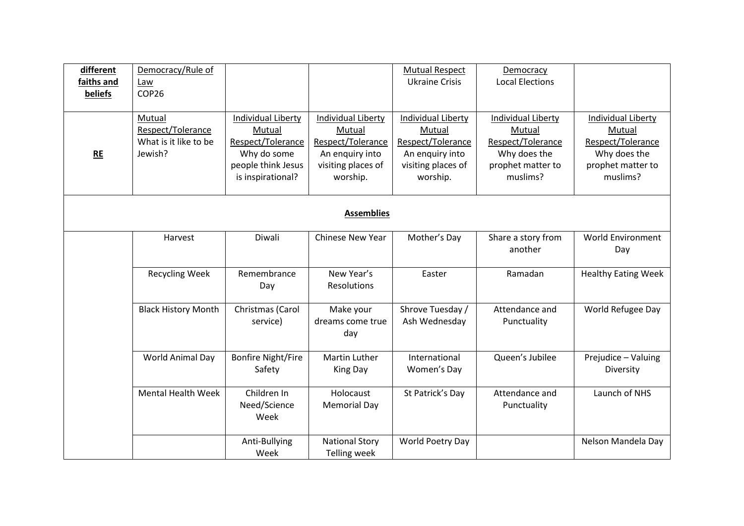| **different faiths and beliefs** | Democracy/Rule of Law<br>COP26 | | | Mutual Respect<br>Ukraine Crisis | Democracy<br>Local Elections | |
|---|---|---|---|---|---|---|
| **RE** | Mutual Respect/Tolerance<br>What is it like to be Jewish? | Individual Liberty<br>Mutual Respect/Tolerance<br>Why do some people think Jesus is inspirational? | Individual Liberty<br>Mutual Respect/Tolerance<br>An enquiry into visiting places of worship. | Individual Liberty<br>Mutual Respect/Tolerance<br>An enquiry into visiting places of worship. | Individual Liberty<br>Mutual Respect/Tolerance<br>Why does the prophet matter to muslims? | Individual Liberty<br>Mutual Respect/Tolerance<br>Why does the prophet matter to muslims? |
| **Assemblies** | | | | | | |
| | Harvest | Diwali | Chinese New Year | Mother's Day | Share a story from another | World Environment Day |
| | Recycling Week | Remembrance Day | New Year's Resolutions | Easter | Ramadan | Healthy Eating Week |
| | Black History Month | Christmas (Carol service) | Make your dreams come true day | Shrove Tuesday / Ash Wednesday | Attendance and Punctuality | World Refugee Day |
| | World Animal Day | Bonfire Night/Fire Safety | Martin Luther King Day | International Women's Day | Queen's Jubilee | Prejudice – Valuing Diversity |
| | Mental Health Week | Children In Need/Science Week | Holocaust Memorial Day | St Patrick's Day | Attendance and Punctuality | Launch of NHS |
| | | Anti-Bullying Week | National Story Telling week | World Poetry Day | | Nelson Mandela Day |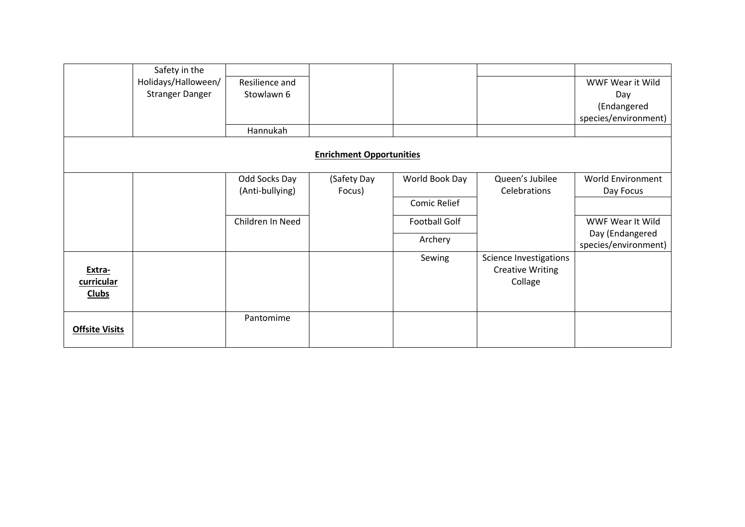| | | | | | | |
|---|---|---|---|---|---|---|
| | Safety in the Holidays/Halloween/ Stranger Danger | | | | | |
| | | Resilience and Stowlawn 6 | | | | WWF Wear it Wild Day (Endangered species/environment) |
| | | Hannukah | | | | |
| **Enrichment Opportunities** | | | | | | |
| | | Odd Socks Day (Anti-bullying) | (Safety Day Focus) | World Book Day | Queen's Jubilee Celebrations | World Environment Day Focus |
| | | | | Comic Relief | | |
| | | Children In Need | | Football Golf | | WWF Wear It Wild Day (Endangered species/environment) |
| | | | | Archery | | |
| **Extra-curricular Clubs** | | | | Sewing | Science Investigations<br>Creative Writing<br>Collage | |
| **Offsite Visits** | | Pantomime | | | | |